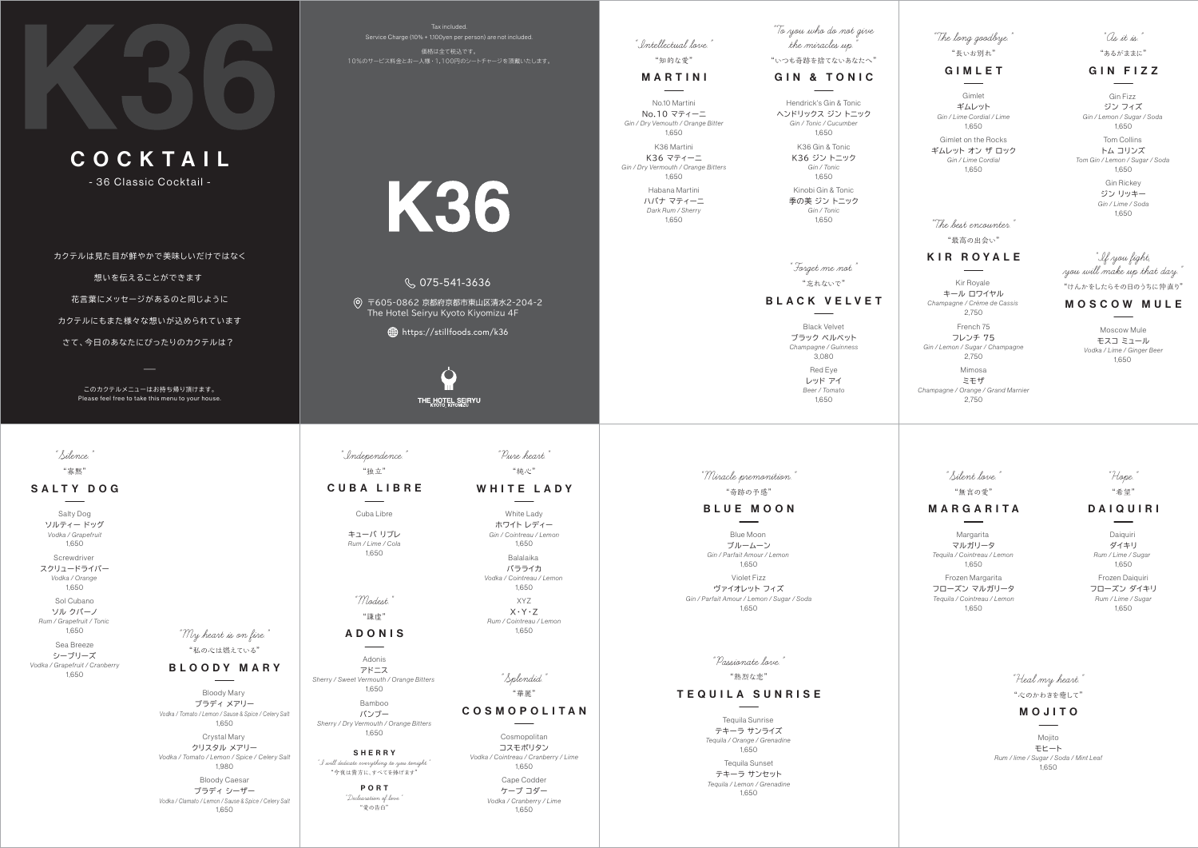# K36

## COCKTAIL

- 36 Classic Cocktail -

カクテルは見た目が鮮やかで美味しいだけではなく

想いを伝えることができます

花言葉にメッセージがあるのと同じように

カクテルにもまた様々な想いが込められています

さて、今日のあなたにぴったりのカクテルは？

—

このカクテルメニューはお持ち帰り頂けます。
Please feel free to take this menu to your house.

Tax included.
Service Charge (10% + 1,100yen per person) are not included.

価格は全て税込です。
10%のサービス料金とお一人様・1,100円のシートチャージを頂戴いたします。

# K36

075-541-3636

〒605-0862 京都府京都市東山区清水2-204-2
The Hotel Seiryu Kyoto Kiyomizu 4F

https://stillfoods.com/k36

THE HOTEL SEIRYU KYOTO KIYOMIZU

---

"Intellectual love"
"知的な愛"

### MARTINI

No.10 Martini
No.10 マティーニ
*Gin / Dry Vermouth / Orange Bitter*
1,650

K36 Martini
K36 マティーニ
*Gin / Dry Vermouth / Orange Bitters*
1,650

Habana Martini
ハバナ マティーニ
*Dark Rum / Sherry*
1,650

"To you who do not give the miracles up"
"いつも奇跡を捨てないあなたへ"

### GIN & TONIC

Hendrick's Gin & Tonic
ヘンドリックス ジン トニック
*Gin / Tonic / Cucumber*
1,650

K36 Gin & Tonic
K36 ジン トニック
*Gin / Tonic*
1,650

Kinobi Gin & Tonic
季の美 ジン トニック
*Gin / Tonic*
1,650

"Forget me not"
"忘れないで"

### BLACK VELVET

Black Velvet
ブラック ベルベット
*Champagne / Guinness*
3,080

Red Eye
レッド アイ
*Beer / Tomato*
1,650

"The long goodbye"
"長いお別れ"

### GIMLET

Gimlet
ギムレット
*Gin / Lime Cordial / Lime*
1,650

Gimlet on the Rocks
ギムレット オン ザ ロック
*Gin / Lime Cordial*
1,650

"As it is"
"あるがままに"

### GIN FIZZ

Gin Fizz
ジン フィズ
*Gin / Lemon / Sugar / Soda*
1,650

Tom Collins
トム コリンズ
*Tom Gin / Lemon / Sugar / Soda*
1,650

Gin Rickey
ジン リッキー
*Gin / Lime / Soda*
1,650

"The best encounter"
"最高の出会い"

### KIR ROYALE

Kir Royale
キール ロワイヤル
*Champagne / Crème de Cassis*
2,750

French 75
フレンチ 75
*Gin / Lemon / Sugar / Champagne*
2,750

Mimosa
ミモザ
*Champagne / Orange / Grand Marnier*
2,750

"If you fight, you will make up that day"
"けんかをしたらその日のうちに仲直り"

### MOSCOW MULE

Moscow Mule
モスコ ミュール
*Vodka / Lime / Ginger Beer*
1,650

---

"Silence"
"寡黙"

### SALTY DOG

Salty Dog
ソルティー ドッグ
*Vodka / Grapefruit*
1,650

Screwdriver
スクリュードライバー
*Vodka / Orange*
1,650

Sol Cubano
ソル クバーノ
*Rum / Grapefruit / Tonic*
1,650

Sea Breeze
シーブリーズ
*Vodka / Grapefruit / Cranberry*
1,650

"My heart is on fire"
"私の心は燃えている"

### BLOODY MARY

Bloody Mary
ブラディ メアリー
*Vodka / Tomato / Lemon / Sause & Spice / Celery Salt*
1,650

Crystal Mary
クリスタル メアリー
*Vodka / Tomato / Lemon / Spice / Celery Salt*
1,980

Bloody Caesar
ブラディ シーザー
*Vodka / Clamato / Lemon / Sause & Spice / Celery Salt*
1,650

"Independence"
"独立"

### CUBA LIBRE

Cuba Libre
キューバ リブレ
*Rum / Lime / Cola*
1,650

"Modest"
"謙虚"

### ADONIS

Adonis
アドニス
*Sherry / Sweet Vermouth / Orange Bitters*
1,650

Bamboo
バンブー
*Sherry / Dry Vermouth / Orange Bitters*
1,650

#### SHERRY

"I will dedicate everything to you tonight"
"今夜は貴方に、すべてを捧げます"

#### PORT

"Declaration of love"
"愛の告白"

"Pure heart"
"純心"

### WHITE LADY

White Lady
ホワイト レディー
*Gin / Cointreau / Lemon*
1,650

Balalaika
バラライカ
*Vodka / Cointreau / Lemon*
1,650

XYZ
X・Y・Z
*Rum / Cointreau / Lemon*
1,650

"Splendid"
"華麗"

### COSMOPOLITAN

Cosmopolitan
コスモポリタン
*Vodka / Cointreau / Cranberry / Lime*
1,650

Cape Codder
ケープ コダー
*Vodka / Cranberry / Lime*
1,650

"Miracle premonition"
"奇跡の予感"

### BLUE MOON

Blue Moon
ブルームーン
*Gin / Parfait Amour / Lemon*
1,650

Violet Fizz
ヴァイオレット フィズ
*Gin / Parfait Amour / Lemon / Sugar / Soda*
1,650

"Passionate love"
"熱烈な恋"

### TEQUILA SUNRISE

Tequila Sunrise
テキーラ サンライズ
*Tequila / Orange / Grenadine*
1,650

Tequila Sunset
テキーラ サンセット
*Tequila / Lemon / Grenadine*
1,650

"Silent love"
"無言の愛"

### MARGARITA

Margarita
マルガリータ
*Tequila / Cointreau / Lemon*
1,650

Frozen Margarita
フローズン マルガリータ
*Tequila / Cointreau / Lemon*
1,650

"Hope"
"希望"

### DAIQUIRI

Daiquiri
ダイキリ
*Rum / Lime / Sugar*
1,650

Frozen Daiquiri
フローズン ダイキリ
*Rum / Lime / Sugar*
1,650

"Heal my heart"
"心のかわきを癒して"

### MOJITO

Mojito
モヒート
*Rum / lime / Sugar / Soda / Mint Leaf*
1,650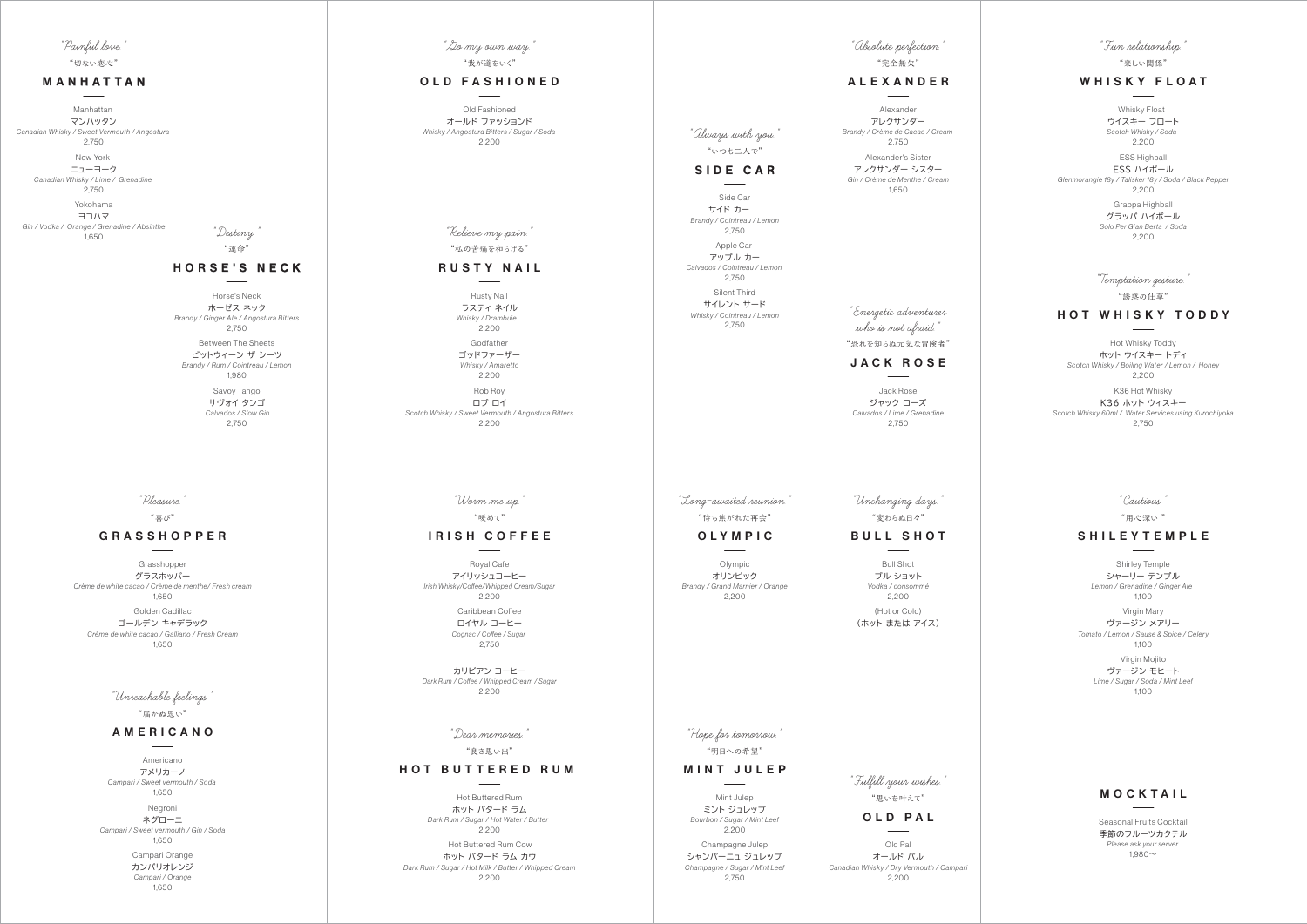*"Painful love"*

"切ない恋心"

## MANHATTAN

Manhattan
マンハッタン
*Canadian Whisky / Sweet Vermouth / Angostura*
2,750

New York
ニューヨーク
*Canadian Whisky / Lime / Grenadine*
2,750

Yokohama
ヨコハマ
*Gin / Vodka / Orange / Grenadine / Absinthe*
1,650

*"Destiny"*

"運命"

## HORSE'S NECK

Horse's Neck
ホーゼス ネック
*Brandy / Ginger Ale / Angostura Bitters*
2,750

Between The Sheets
ビットウィーン ザ シーツ
*Brandy / Rum / Cointreau / Lemon*
1,980

Savoy Tango
サヴォイ タンゴ
*Calvados / Slow Gin*
2,750

*"Go my own way"*

"我が道をいく"

## OLD FASHIONED

Old Fashioned
オールド ファッションド
*Whisky / Angostura Bitters / Sugar / Soda*
2,200

*"Relieve my pain"*

"私の苦痛を和らげる"

## RUSTY NAIL

Rusty Nail
ラスティ ネイル
*Whisky / Drambuie*
2,200

Godfather
ゴッドファーザー
*Whisky / Amaretto*
2,200

Rob Roy
ロブ ロイ
*Scotch Whisky / Sweet Vermouth / Angostura Bitters*
2,200

*"Always with you"*

"いつも二人で"

## SIDE CAR

Side Car
サイド カー
*Brandy / Cointreau / Lemon*
2,750

Apple Car
アップル カー
*Calvados / Cointreau / Lemon*
2,750

Silent Third
サイレント サード
*Whisky / Cointreau / Lemon*
2,750

*"Absolute perfection"*

"完全無欠"

## ALEXANDER

Alexander
アレクサンダー
*Brandy / Crème de Cacao / Cream*
2,750

Alexander's Sister
アレクサンダー シスター
*Gin / Crème de Menthe / Cream*
1,650

*"Energetic adventurer who is not afraid"*

"恐れを知らぬ元気な冒険者"

## JACK ROSE

Jack Rose
ジャック ローズ
*Calvados / Lime / Grenadine*
2,750

*"Fun relationship"*

"楽しい関係"

## WHISKY FLOAT

Whisky Float
ウイスキー フロート
*Scotch Whisky / Soda*
2,200

ESS Highball
ESS ハイボール
*Glenmorangie 18y / Talisker 18y / Soda / Black Pepper*
2,200

Grappa Highball
グラッパ ハイボール
*Solo Per Gian Berta / Soda*
2,200

*"Temptation gesture"*

"誘惑の仕草"

## HOT WHISKY TODDY

Hot Whisky Toddy
ホット ウイスキー トディ
*Scotch Whisky / Boiling Water / Lemon / Honey*
2,200

K36 Hot Whisky
K36 ホット ウイスキー
*Scotch Whisky 60ml / Water Services using Kurochiyoka*
2,750

*"Pleasure"*

"喜び"

## GRASSHOPPER

Grasshopper
グラスホッパー
*Crème de white cacao / Crème de menthe/ Fresh cream*
1,650

Golden Cadillac
ゴールデン キャデラック
*Crème de white cacao / Galliano / Fresh Cream*
1,650

*"Unreachable feelings"*

"届かぬ思い"

## AMERICANO

Americano
アメリカーノ
*Campari / Sweet vermouth / Soda*
1,650

Negroni
ネグローニ
*Campari / Sweet vermouth / Gin / Soda*
1,650

Campari Orange
カンパリオレンジ
*Campari / Orange*
1,650

*"Warm me up"*

"暖めて"

## IRISH COFFEE

Royal Cafe
アイリッシュコーヒー
*Irish Whisky/Coffee/Whipped Cream/Sugar*
2,200

Caribbean Coffee
ロイヤル コーヒー
*Cognac / Coffee / Sugar*
2,750

カリビアン コーヒー
*Dark Rum / Coffee / Whipped Cream / Sugar*
2,200

*"Dear memories"*

"良き思い出"

## HOT BUTTERED RUM

Hot Buttered Rum
ホット バタード ラム
*Dark Rum / Sugar / Hot Water / Butter*
2,200

Hot Buttered Rum Cow
ホット バタード ラム カウ
*Dark Rum / Sugar / Hot Milk / Butter / Whipped Cream*
2,200

*"Long-awaited reunion"*

"待ち焦がれた再会"

## OLYMPIC

Olympic
オリンピック
*Brandy / Grand Marnier / Orange*
2,200

*"Hope for tomorrow"*

"明日への希望"

## MINT JULEP

Mint Julep
ミント ジュレップ
*Bourbon / Sugar / Mint Leef*
2,200

Champagne Julep
シャンパーニュ ジュレップ
*Champagne / Sugar / Mint Leef*
2,750

*"Unchanging days"*

"変わらぬ日々"

## BULL SHOT

Bull Shot
ブル ショット
*Vodka / consommé*
2,200

(Hot or Cold)
(ホット または アイス)

*"Fulfill your wishes"*

"思いを叶えて"

## OLD PAL

Old Pal
オールド パル
*Canadian Whisky / Dry Vermouth / Campari*
2,200

*"Cautious"*

"用心深い"

## SHILEYTEMPLE

Shirley Temple
シャーリー テンプル
*Lemon / Grenadine / Ginger Ale*
1,100

Virgin Mary
ヴァージン メアリー
*Tomato / Lemon / Sause & Spice / Celery*
1,100

Virgin Mojito
ヴァージン モヒート
*Lime / Sugar / Soda / Mint Leef*
1,100

## MOCKTAIL

Seasonal Fruits Cocktail
季節のフルーツカクテル
*Please ask your server.*
1,980～